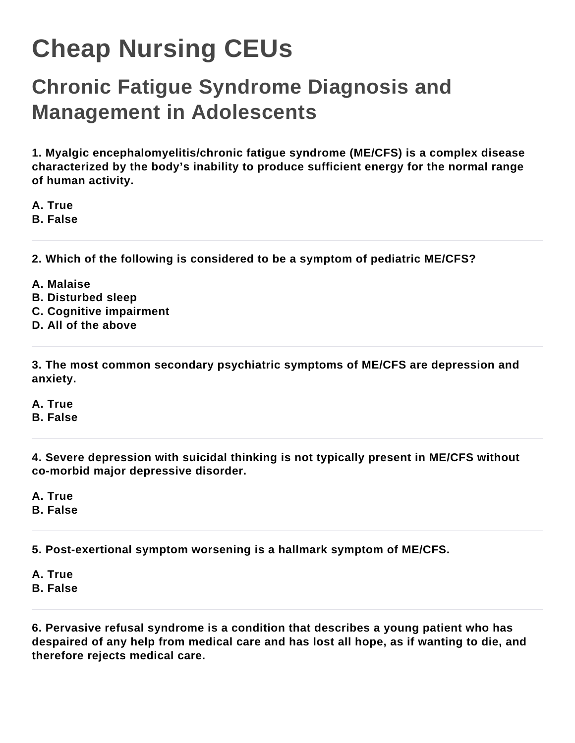# Cheap Nursing CEUs

## Chronic Fatigue Syndrome Diagnosis and Management in Adolescents

**1. Myalgic encephalomyelitis/chronic fatigue syndrome (ME/CFS) is a complex disease characterized by the body's inability to produce sufficient energy for the normal range of human activity.**

**A. True**
**B. False**

---

**2. Which of the following is considered to be a symptom of pediatric ME/CFS?**

**A. Malaise**
**B. Disturbed sleep**
**C. Cognitive impairment**
**D. All of the above**

---

**3. The most common secondary psychiatric symptoms of ME/CFS are depression and anxiety.**

**A. True**
**B. False**

---

**4. Severe depression with suicidal thinking is not typically present in ME/CFS without co-morbid major depressive disorder.**

**A. True**
**B. False**

---

**5. Post-exertional symptom worsening is a hallmark symptom of ME/CFS.**

**A. True**
**B. False**

---

**6. Pervasive refusal syndrome is a condition that describes a young patient who has despaired of any help from medical care and has lost all hope, as if wanting to die, and therefore rejects medical care.**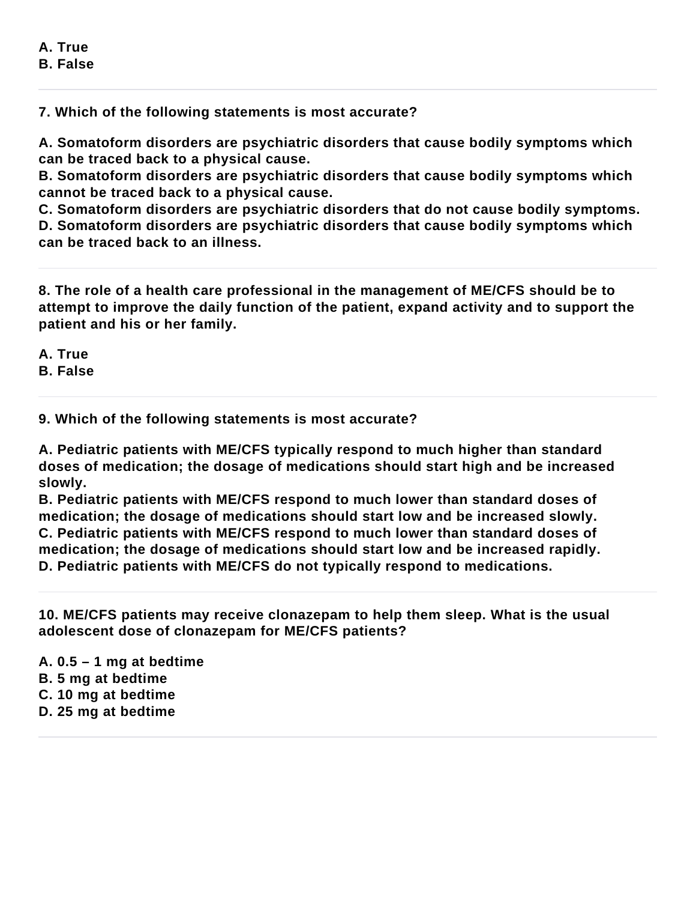**A. True**
**B. False**

---

**7. Which of the following statements is most accurate?**

**A. Somatoform disorders are psychiatric disorders that cause bodily symptoms which can be traced back to a physical cause.**
**B. Somatoform disorders are psychiatric disorders that cause bodily symptoms which cannot be traced back to a physical cause.**
**C. Somatoform disorders are psychiatric disorders that do not cause bodily symptoms.**
**D. Somatoform disorders are psychiatric disorders that cause bodily symptoms which can be traced back to an illness.**

---

**8. The role of a health care professional in the management of ME/CFS should be to attempt to improve the daily function of the patient, expand activity and to support the patient and his or her family.**

**A. True**
**B. False**

---

**9. Which of the following statements is most accurate?**

**A. Pediatric patients with ME/CFS typically respond to much higher than standard doses of medication; the dosage of medications should start high and be increased slowly.**
**B. Pediatric patients with ME/CFS respond to much lower than standard doses of medication; the dosage of medications should start low and be increased slowly.**
**C. Pediatric patients with ME/CFS respond to much lower than standard doses of medication; the dosage of medications should start low and be increased rapidly.**
**D. Pediatric patients with ME/CFS do not typically respond to medications.**

---

**10. ME/CFS patients may receive clonazepam to help them sleep. What is the usual adolescent dose of clonazepam for ME/CFS patients?**

**A. 0.5 – 1 mg at bedtime**
**B. 5 mg at bedtime**
**C. 10 mg at bedtime**
**D. 25 mg at bedtime**

---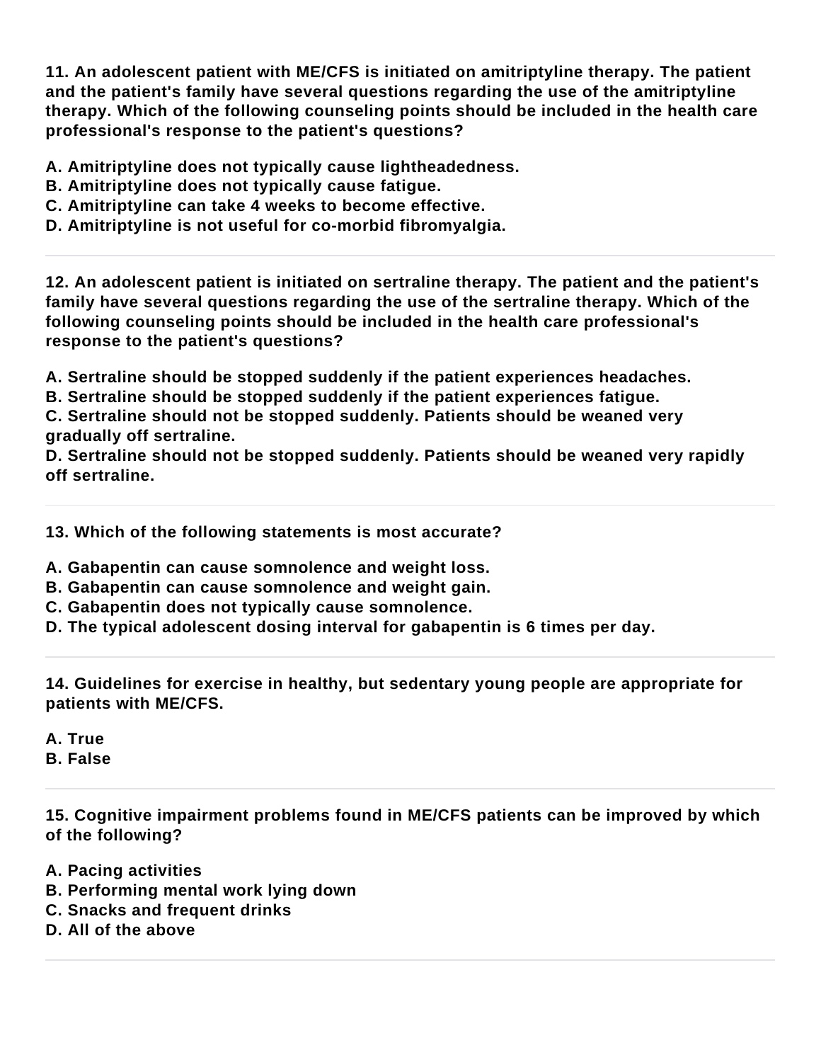**11. An adolescent patient with ME/CFS is initiated on amitriptyline therapy. The patient and the patient's family have several questions regarding the use of the amitriptyline therapy. Which of the following counseling points should be included in the health care professional's response to the patient's questions?**

**A. Amitriptyline does not typically cause lightheadedness.**
**B. Amitriptyline does not typically cause fatigue.**
**C. Amitriptyline can take 4 weeks to become effective.**
**D. Amitriptyline is not useful for co-morbid fibromyalgia.**

---

**12. An adolescent patient is initiated on sertraline therapy. The patient and the patient's family have several questions regarding the use of the sertraline therapy. Which of the following counseling points should be included in the health care professional's response to the patient's questions?**

**A. Sertraline should be stopped suddenly if the patient experiences headaches.**
**B. Sertraline should be stopped suddenly if the patient experiences fatigue.**
**C. Sertraline should not be stopped suddenly. Patients should be weaned very gradually off sertraline.**
**D. Sertraline should not be stopped suddenly. Patients should be weaned very rapidly off sertraline.**

---

**13. Which of the following statements is most accurate?**

**A. Gabapentin can cause somnolence and weight loss.**
**B. Gabapentin can cause somnolence and weight gain.**
**C. Gabapentin does not typically cause somnolence.**
**D. The typical adolescent dosing interval for gabapentin is 6 times per day.**

---

**14. Guidelines for exercise in healthy, but sedentary young people are appropriate for patients with ME/CFS.**

**A. True**
**B. False**

---

**15. Cognitive impairment problems found in ME/CFS patients can be improved by which of the following?**

**A. Pacing activities**
**B. Performing mental work lying down**
**C. Snacks and frequent drinks**
**D. All of the above**

---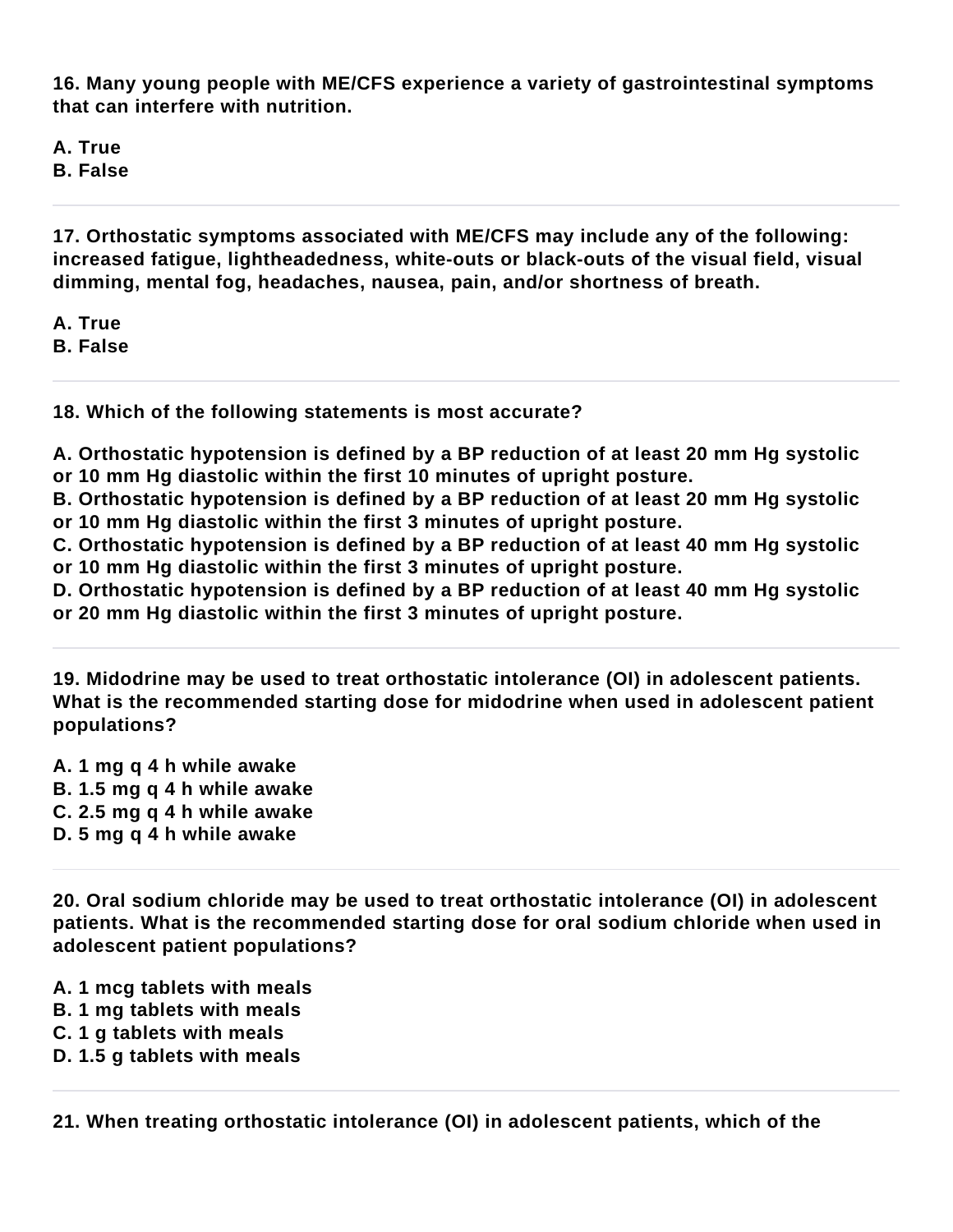**16. Many young people with ME/CFS experience a variety of gastrointestinal symptoms that can interfere with nutrition.**

**A. True**
**B. False**

---

**17. Orthostatic symptoms associated with ME/CFS may include any of the following: increased fatigue, lightheadedness, white-outs or black-outs of the visual field, visual dimming, mental fog, headaches, nausea, pain, and/or shortness of breath.**

**A. True**
**B. False**

---

**18. Which of the following statements is most accurate?**

**A. Orthostatic hypotension is defined by a BP reduction of at least 20 mm Hg systolic or 10 mm Hg diastolic within the first 10 minutes of upright posture.**
**B. Orthostatic hypotension is defined by a BP reduction of at least 20 mm Hg systolic or 10 mm Hg diastolic within the first 3 minutes of upright posture.**
**C. Orthostatic hypotension is defined by a BP reduction of at least 40 mm Hg systolic or 10 mm Hg diastolic within the first 3 minutes of upright posture.**
**D. Orthostatic hypotension is defined by a BP reduction of at least 40 mm Hg systolic or 20 mm Hg diastolic within the first 3 minutes of upright posture.**

---

**19. Midodrine may be used to treat orthostatic intolerance (OI) in adolescent patients. What is the recommended starting dose for midodrine when used in adolescent patient populations?**

**A. 1 mg q 4 h while awake**
**B. 1.5 mg q 4 h while awake**
**C. 2.5 mg q 4 h while awake**
**D. 5 mg q 4 h while awake**

---

**20. Oral sodium chloride may be used to treat orthostatic intolerance (OI) in adolescent patients. What is the recommended starting dose for oral sodium chloride when used in adolescent patient populations?**

**A. 1 mcg tablets with meals**
**B. 1 mg tablets with meals**
**C. 1 g tablets with meals**
**D. 1.5 g tablets with meals**

---

**21. When treating orthostatic intolerance (OI) in adolescent patients, which of the**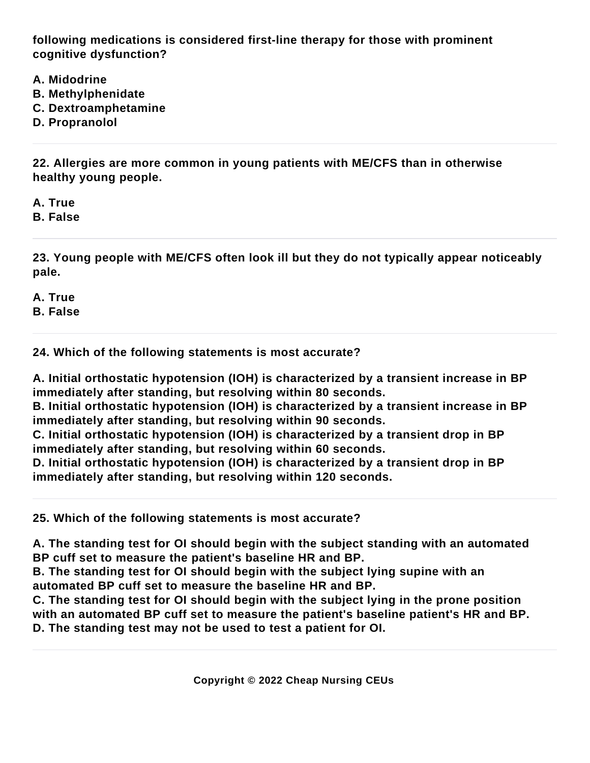**following medications is considered first-line therapy for those with prominent cognitive dysfunction?**

**A. Midodrine**
**B. Methylphenidate**
**C. Dextroamphetamine**
**D. Propranolol**

---

**22. Allergies are more common in young patients with ME/CFS than in otherwise healthy young people.**

**A. True**
**B. False**

---

**23. Young people with ME/CFS often look ill but they do not typically appear noticeably pale.**

**A. True**
**B. False**

---

**24. Which of the following statements is most accurate?**

**A. Initial orthostatic hypotension (IOH) is characterized by a transient increase in BP immediately after standing, but resolving within 80 seconds.**
**B. Initial orthostatic hypotension (IOH) is characterized by a transient increase in BP immediately after standing, but resolving within 90 seconds.**
**C. Initial orthostatic hypotension (IOH) is characterized by a transient drop in BP immediately after standing, but resolving within 60 seconds.**
**D. Initial orthostatic hypotension (IOH) is characterized by a transient drop in BP immediately after standing, but resolving within 120 seconds.**

---

**25. Which of the following statements is most accurate?**

**A. The standing test for OI should begin with the subject standing with an automated BP cuff set to measure the patient's baseline HR and BP.**
**B. The standing test for OI should begin with the subject lying supine with an automated BP cuff set to measure the baseline HR and BP.**
**C. The standing test for OI should begin with the subject lying in the prone position with an automated BP cuff set to measure the patient's baseline patient's HR and BP.**
**D. The standing test may not be used to test a patient for OI.**

---

**Copyright © 2022 Cheap Nursing CEUs**